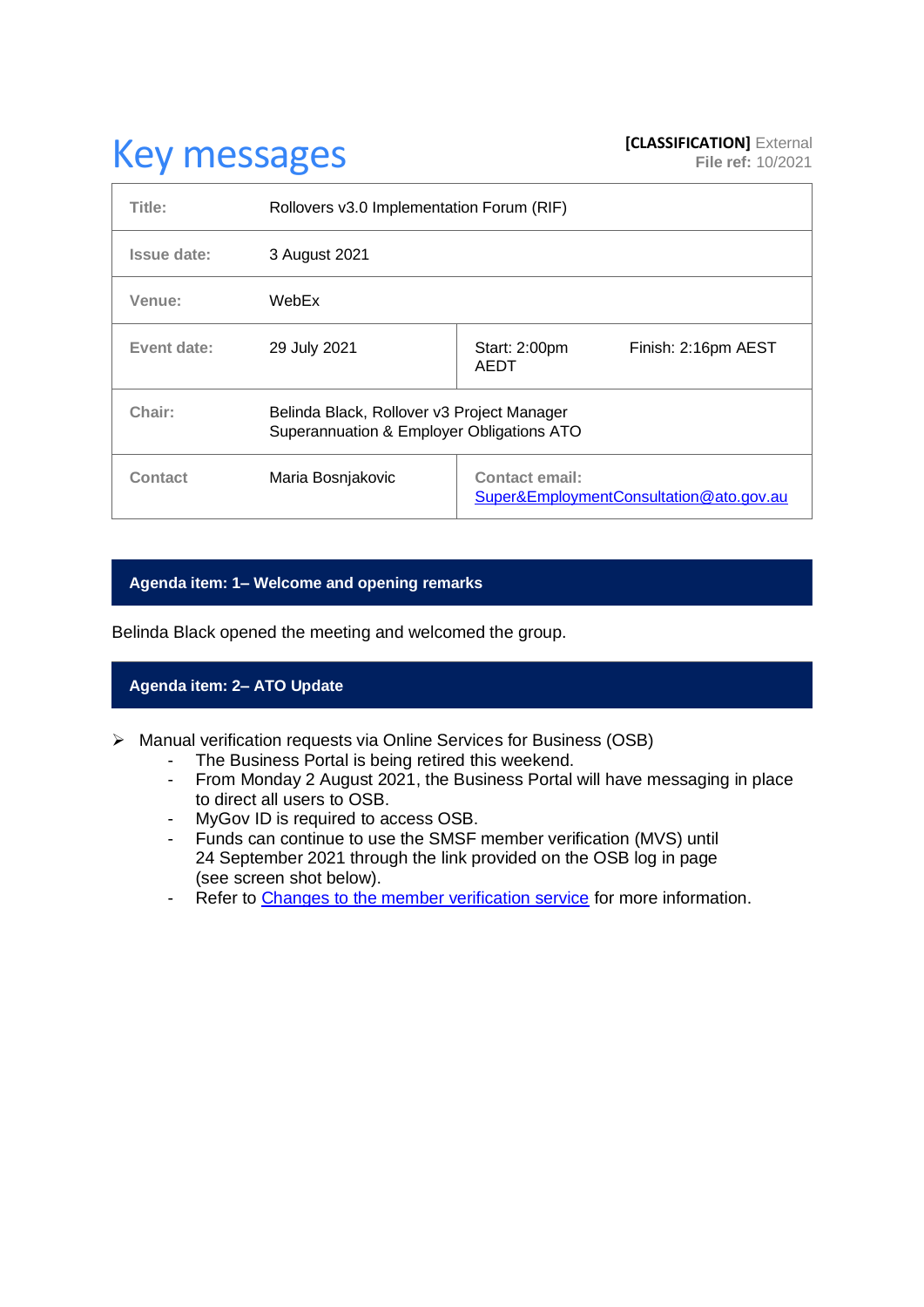# Key messages

**[CLASSIFICATION]** External
**File ref:** 10/2021

| | | | |
|---|---|---|---|
| **Title:** | Rollovers v3.0 Implementation Forum (RIF) | | |
| **Issue date:** | 3 August 2021 | | |
| **Venue:** | WebEx | | |
| **Event date:** | 29 July 2021 | Start: 2:00pm AEDT | Finish: 2:16pm AEST |
| **Chair:** | Belinda Black, Rollover v3 Project Manager Superannuation & Employer Obligations ATO | | |
| **Contact** | Maria Bosnjakovic | **Contact email:** Super&EmploymentConsultation@ato.gov.au | |

## Agenda item: 1– Welcome and opening remarks

Belinda Black opened the meeting and welcomed the group.

## Agenda item: 2– ATO Update

- Manual verification requests via Online Services for Business (OSB)
  - The Business Portal is being retired this weekend.
  - From Monday 2 August 2021, the Business Portal will have messaging in place to direct all users to OSB.
  - MyGov ID is required to access OSB.
  - Funds can continue to use the SMSF member verification (MVS) until 24 September 2021 through the link provided on the OSB log in page (see screen shot below).
  - Refer to [Changes to the member verification service]() for more information.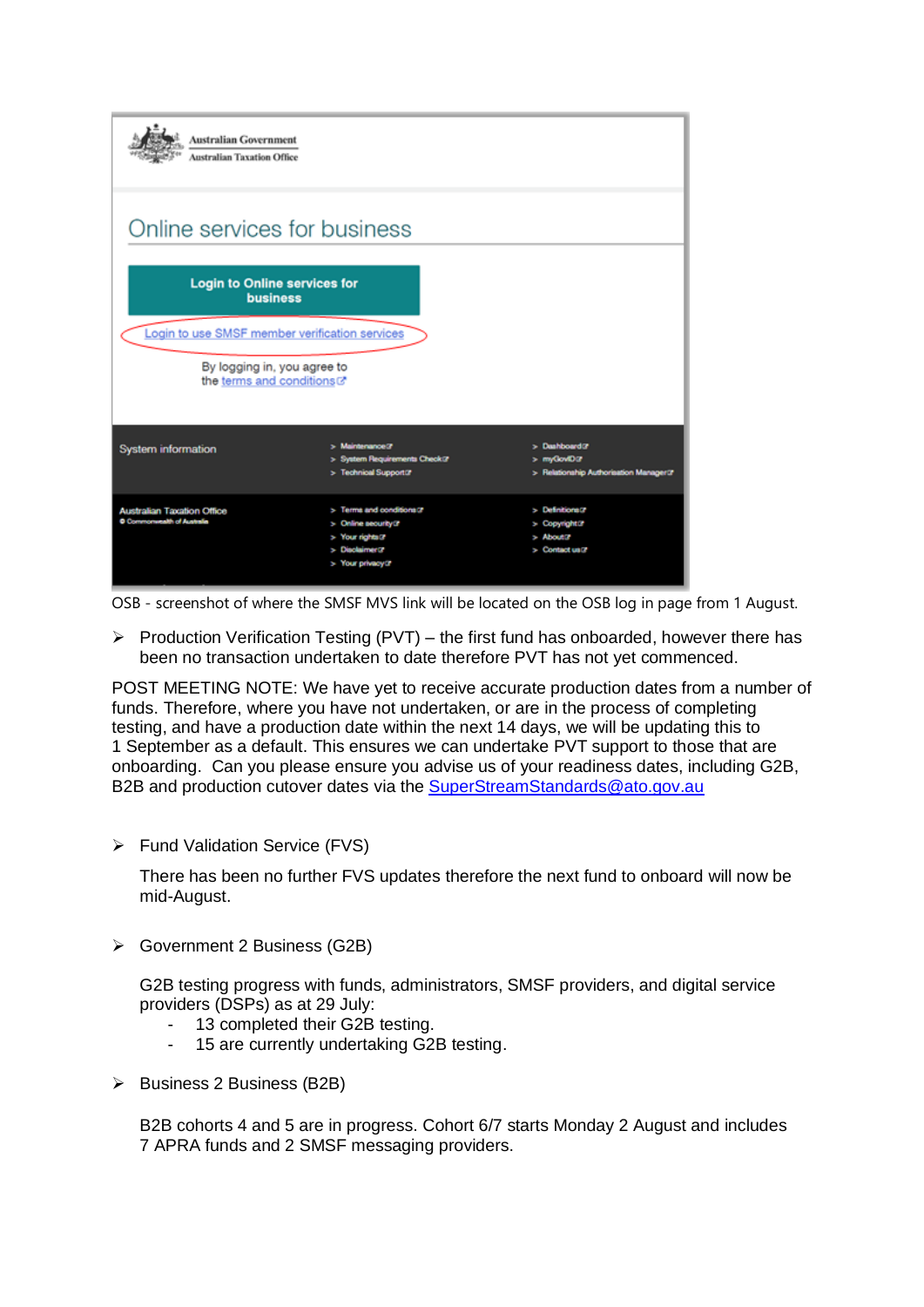OSB - screenshot of where the SMSF MVS link will be located on the OSB log in page from 1 August.

- Production Verification Testing (PVT) – the first fund has onboarded, however there has been no transaction undertaken to date therefore PVT has not yet commenced.

POST MEETING NOTE: We have yet to receive accurate production dates from a number of funds. Therefore, where you have not undertaken, or are in the process of completing testing, and have a production date within the next 14 days, we will be updating this to 1 September as a default. This ensures we can undertake PVT support to those that are onboarding. Can you please ensure you advise us of your readiness dates, including G2B, B2B and production cutover dates via the SuperStreamStandards@ato.gov.au

- Fund Validation Service (FVS)

  There has been no further FVS updates therefore the next fund to onboard will now be mid-August.

- Government 2 Business (G2B)

  G2B testing progress with funds, administrators, SMSF providers, and digital service providers (DSPs) as at 29 July:
  - 13 completed their G2B testing.
  - 15 are currently undertaking G2B testing.

- Business 2 Business (B2B)

  B2B cohorts 4 and 5 are in progress. Cohort 6/7 starts Monday 2 August and includes 7 APRA funds and 2 SMSF messaging providers.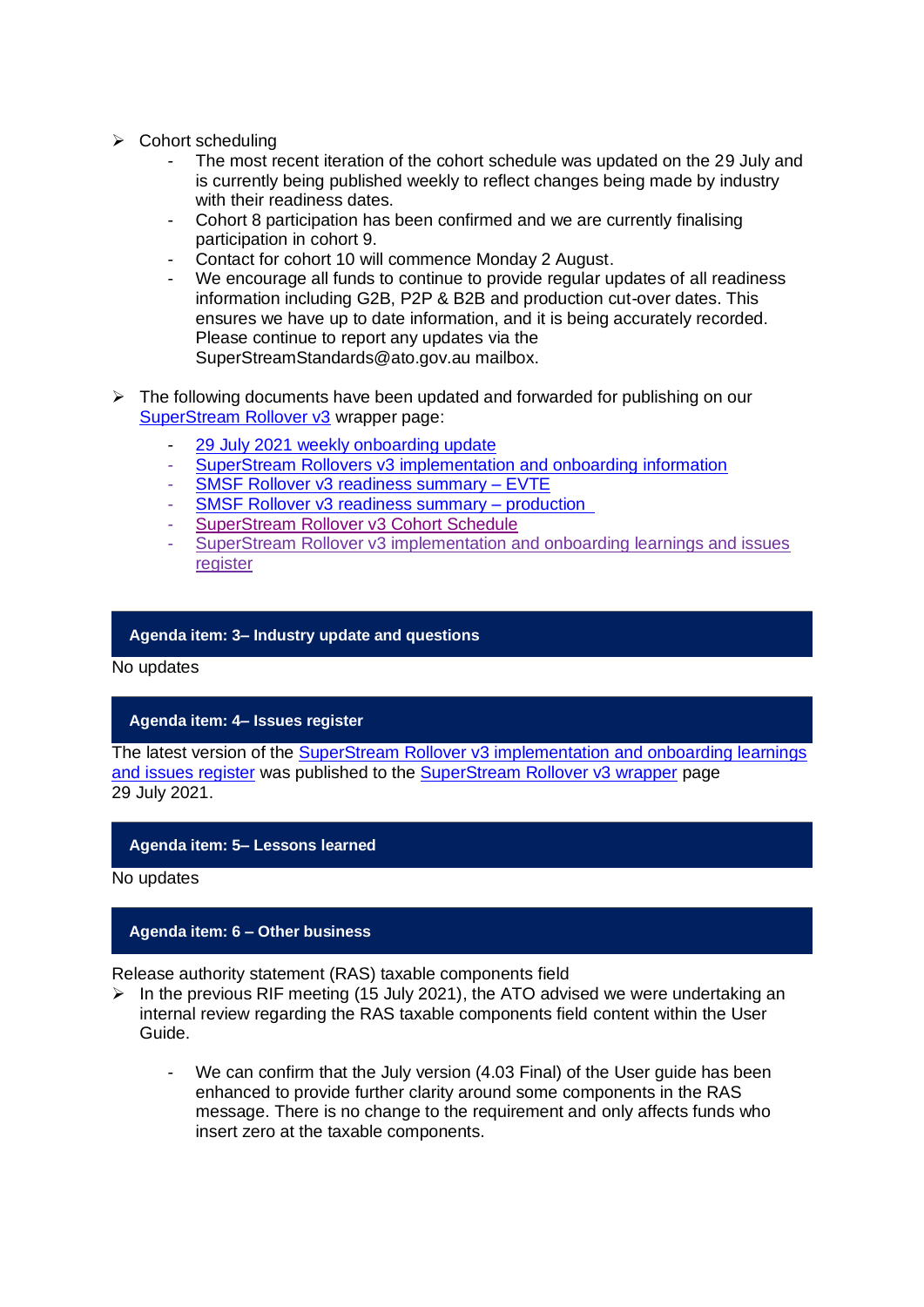- Cohort scheduling
  - The most recent iteration of the cohort schedule was updated on the 29 July and is currently being published weekly to reflect changes being made by industry with their readiness dates.
  - Cohort 8 participation has been confirmed and we are currently finalising participation in cohort 9.
  - Contact for cohort 10 will commence Monday 2 August.
  - We encourage all funds to continue to provide regular updates of all readiness information including G2B, P2P & B2B and production cut-over dates. This ensures we have up to date information, and it is being accurately recorded. Please continue to report any updates via the SuperStreamStandards@ato.gov.au mailbox.

- The following documents have been updated and forwarded for publishing on our SuperStream Rollover v3 wrapper page:
  - 29 July 2021 weekly onboarding update
  - SuperStream Rollovers v3 implementation and onboarding information
  - SMSF Rollover v3 readiness summary – EVTE
  - SMSF Rollover v3 readiness summary – production
  - SuperStream Rollover v3 Cohort Schedule
  - SuperStream Rollover v3 implementation and onboarding learnings and issues register

## Agenda item: 3– Industry update and questions

No updates

## Agenda item: 4– Issues register

The latest version of the SuperStream Rollover v3 implementation and onboarding learnings and issues register was published to the SuperStream Rollover v3 wrapper page 29 July 2021.

## Agenda item: 5– Lessons learned

No updates

## Agenda item: 6 – Other business

Release authority statement (RAS) taxable components field

- In the previous RIF meeting (15 July 2021), the ATO advised we were undertaking an internal review regarding the RAS taxable components field content within the User Guide.

  - We can confirm that the July version (4.03 Final) of the User guide has been enhanced to provide further clarity around some components in the RAS message. There is no change to the requirement and only affects funds who insert zero at the taxable components.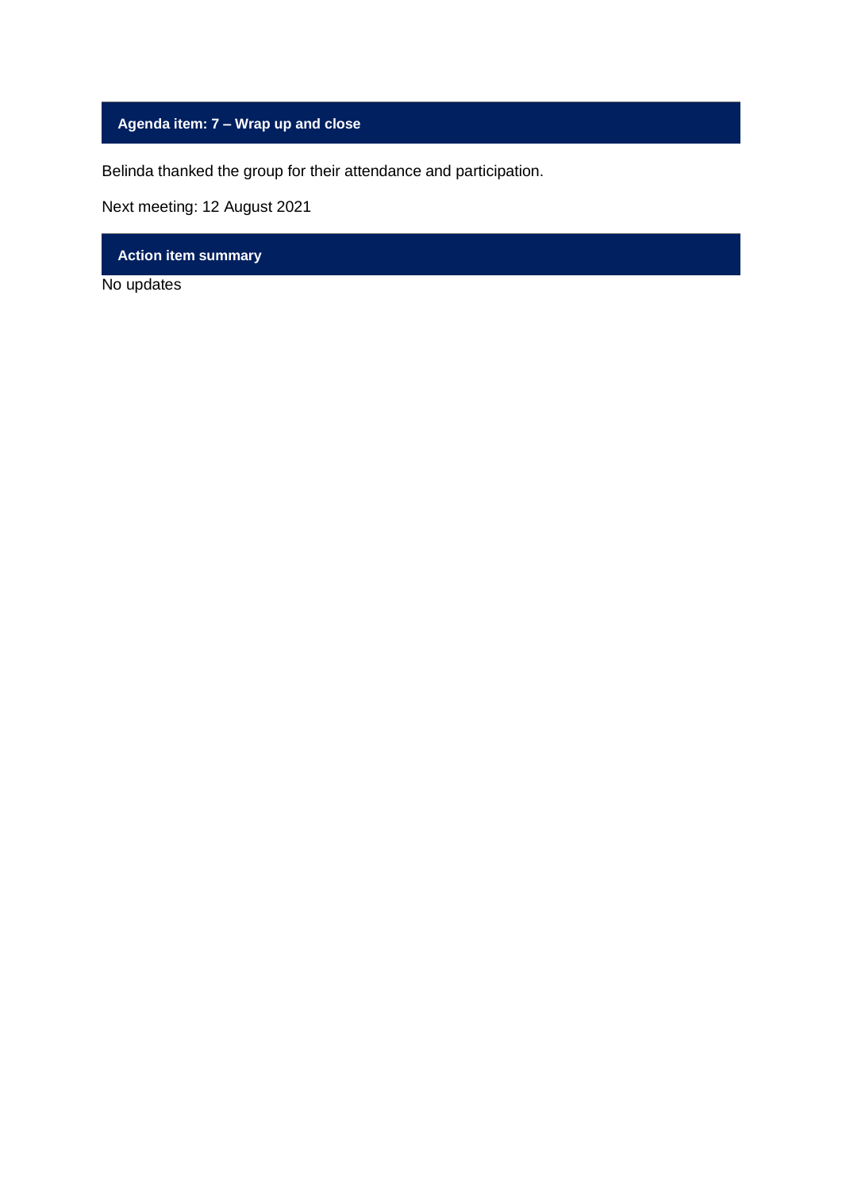## Agenda item: 7 – Wrap up and close

Belinda thanked the group for their attendance and participation.

Next meeting: 12 August 2021

## Action item summary

No updates